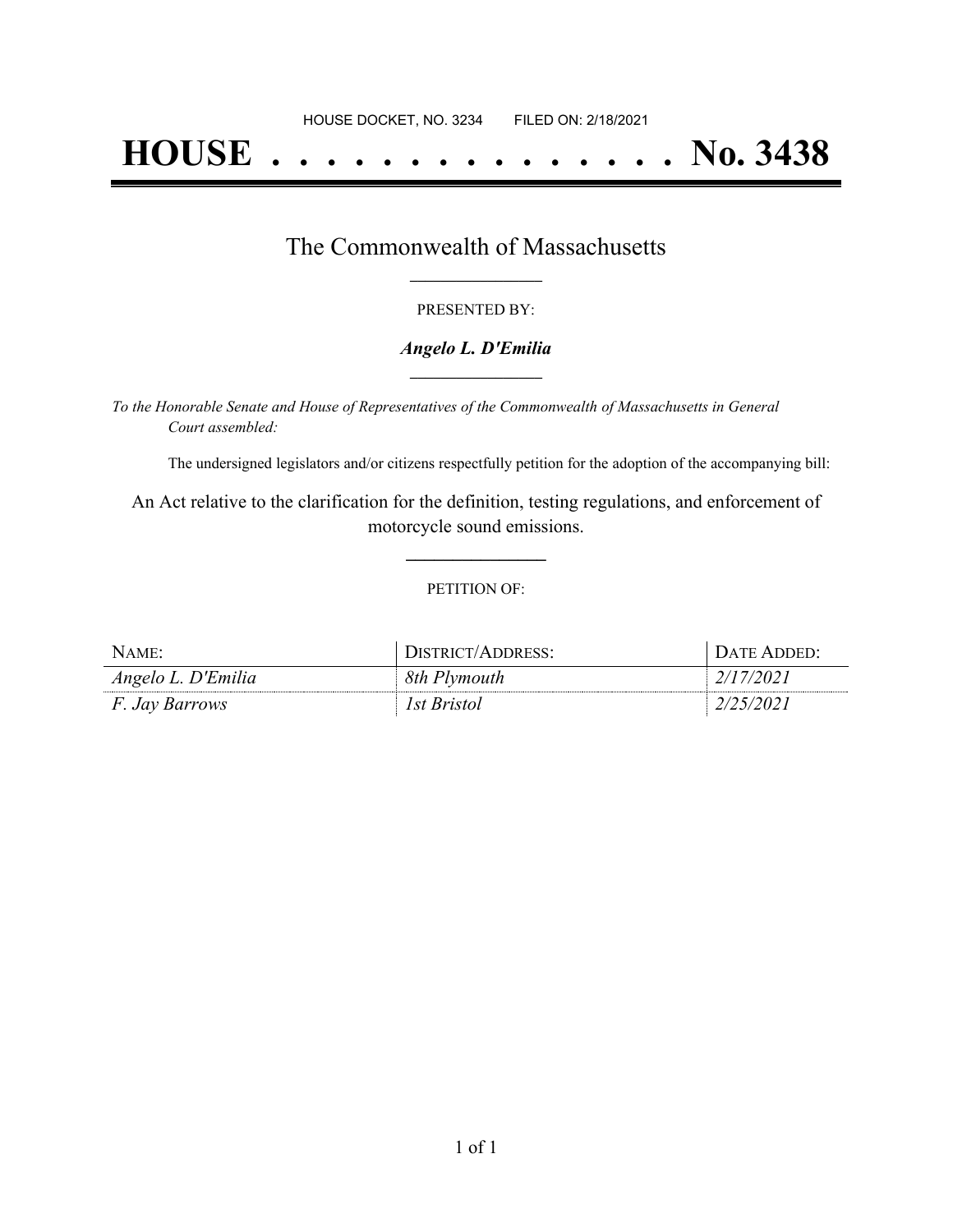HOUSE DOCKET, NO. 3234 FILED ON: 2/18/2021

# HOUSE . . . . . . . . . . . . . . . No. 3438

## The Commonwealth of Massachusetts

PRESENTED BY:

***Angelo L. D'Emilia***

*To the Honorable Senate and House of Representatives of the Commonwealth of Massachusetts in General Court assembled:*

The undersigned legislators and/or citizens respectfully petition for the adoption of the accompanying bill:

An Act relative to the clarification for the definition, testing regulations, and enforcement of motorcycle sound emissions.

PETITION OF:

| NAME: | DISTRICT/ADDRESS: | DATE ADDED: |
| --- | --- | --- |
| *Angelo L. D'Emilia* | *8th Plymouth* | *2/17/2021* |
| *F. Jay Barrows* | *1st Bristol* | *2/25/2021* |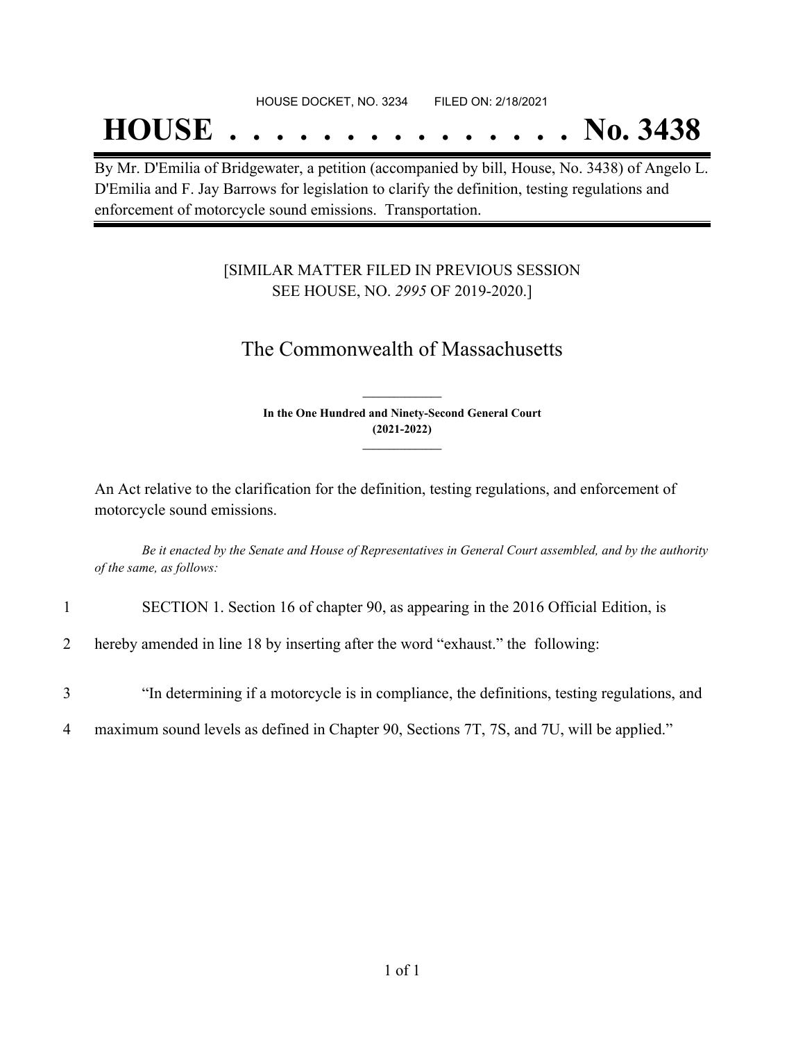HOUSE DOCKET, NO. 3234 FILED ON: 2/18/2021

# HOUSE . . . . . . . . . . . . . . . No. 3438

By Mr. D'Emilia of Bridgewater, a petition (accompanied by bill, House, No. 3438) of Angelo L. D'Emilia and F. Jay Barrows for legislation to clarify the definition, testing regulations and enforcement of motorcycle sound emissions. Transportation.

[SIMILAR MATTER FILED IN PREVIOUS SESSION
SEE HOUSE, NO. *2995* OF 2019-2020.]

## The Commonwealth of Massachusetts

**In the One Hundred and Ninety-Second General Court**
**(2021-2022)**

An Act relative to the clarification for the definition, testing regulations, and enforcement of motorcycle sound emissions.

*Be it enacted by the Senate and House of Representatives in General Court assembled, and by the authority of the same, as follows:*

1 SECTION 1. Section 16 of chapter 90, as appearing in the 2016 Official Edition, is
2 hereby amended in line 18 by inserting after the word "exhaust." the following:
3 "In determining if a motorcycle is in compliance, the definitions, testing regulations, and
4 maximum sound levels as defined in Chapter 90, Sections 7T, 7S, and 7U, will be applied."